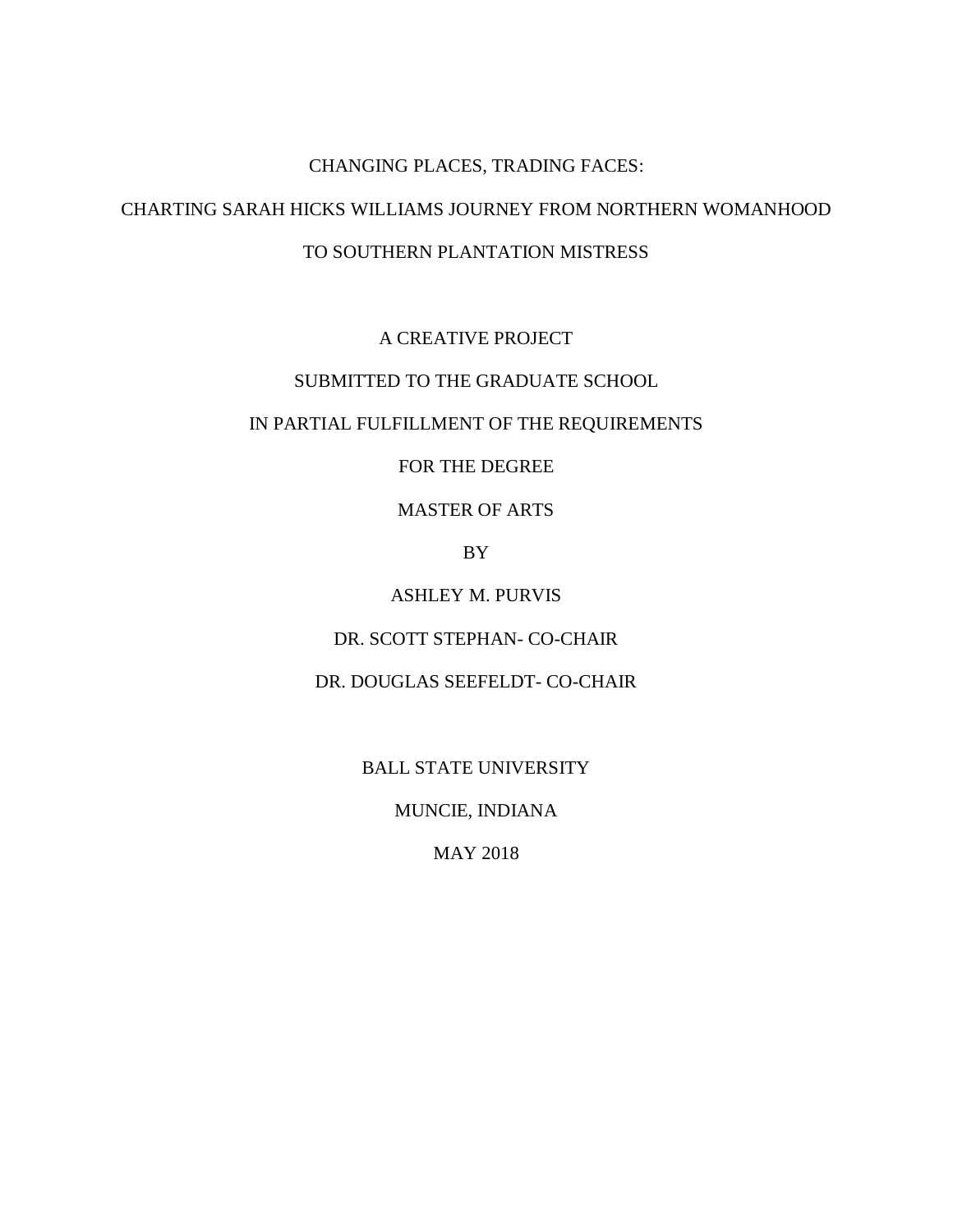# CHANGING PLACES, TRADING FACES:

# CHARTING SARAH HICKS WILLIAMS JOURNEY FROM NORTHERN WOMANHOOD TO SOUTHERN PLANTATION MISTRESS

A CREATIVE PROJECT

SUBMITTED TO THE GRADUATE SCHOOL

IN PARTIAL FULFILLMENT OF THE REQUIREMENTS

FOR THE DEGREE

MASTER OF ARTS

BY

ASHLEY M. PURVIS

DR. SCOTT STEPHAN- CO-CHAIR

DR. DOUGLAS SEEFELDT- CO-CHAIR

BALL STATE UNIVERSITY

MUNCIE, INDIANA

MAY 2018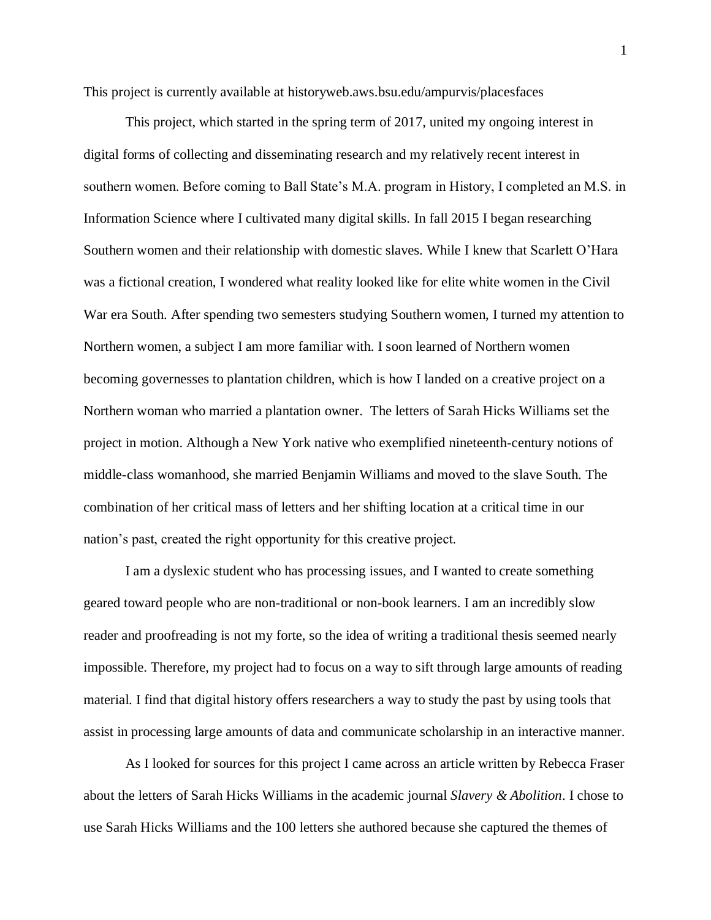This project is currently available at historyweb.aws.bsu.edu/ampurvis/placesfaces

This project, which started in the spring term of 2017, united my ongoing interest in digital forms of collecting and disseminating research and my relatively recent interest in southern women. Before coming to Ball State's M.A. program in History, I completed an M.S. in Information Science where I cultivated many digital skills. In fall 2015 I began researching Southern women and their relationship with domestic slaves. While I knew that Scarlett O'Hara was a fictional creation, I wondered what reality looked like for elite white women in the Civil War era South. After spending two semesters studying Southern women, I turned my attention to Northern women, a subject I am more familiar with. I soon learned of Northern women becoming governesses to plantation children, which is how I landed on a creative project on a Northern woman who married a plantation owner. The letters of Sarah Hicks Williams set the project in motion. Although a New York native who exemplified nineteenth-century notions of middle-class womanhood, she married Benjamin Williams and moved to the slave South. The combination of her critical mass of letters and her shifting location at a critical time in our nation's past, created the right opportunity for this creative project.

I am a dyslexic student who has processing issues, and I wanted to create something geared toward people who are non-traditional or non-book learners. I am an incredibly slow reader and proofreading is not my forte, so the idea of writing a traditional thesis seemed nearly impossible. Therefore, my project had to focus on a way to sift through large amounts of reading material. I find that digital history offers researchers a way to study the past by using tools that assist in processing large amounts of data and communicate scholarship in an interactive manner.

As I looked for sources for this project I came across an article written by Rebecca Fraser about the letters of Sarah Hicks Williams in the academic journal *Slavery & Abolition*. I chose to use Sarah Hicks Williams and the 100 letters she authored because she captured the themes of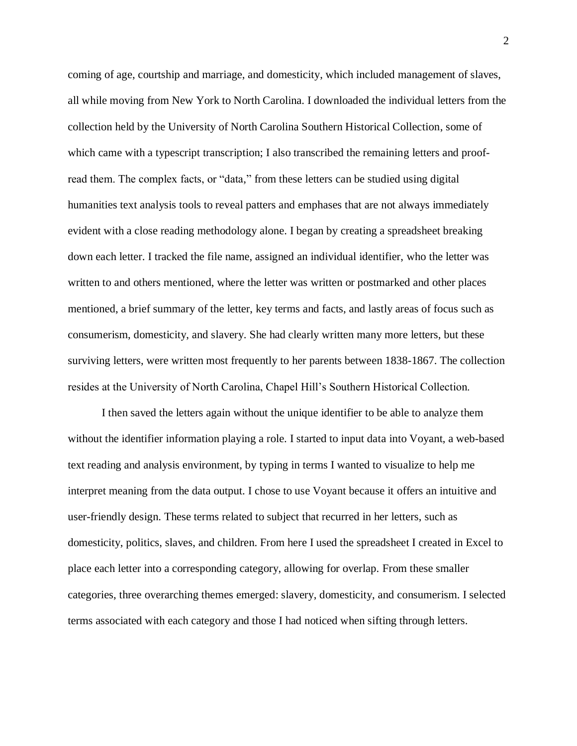coming of age, courtship and marriage, and domesticity, which included management of slaves, all while moving from New York to North Carolina. I downloaded the individual letters from the collection held by the University of North Carolina Southern Historical Collection, some of which came with a typescript transcription; I also transcribed the remaining letters and proof-read them. The complex facts, or "data," from these letters can be studied using digital humanities text analysis tools to reveal patters and emphases that are not always immediately evident with a close reading methodology alone. I began by creating a spreadsheet breaking down each letter. I tracked the file name, assigned an individual identifier, who the letter was written to and others mentioned, where the letter was written or postmarked and other places mentioned, a brief summary of the letter, key terms and facts, and lastly areas of focus such as consumerism, domesticity, and slavery. She had clearly written many more letters, but these surviving letters, were written most frequently to her parents between 1838-1867. The collection resides at the University of North Carolina, Chapel Hill's Southern Historical Collection.

I then saved the letters again without the unique identifier to be able to analyze them without the identifier information playing a role. I started to input data into Voyant, a web-based text reading and analysis environment, by typing in terms I wanted to visualize to help me interpret meaning from the data output. I chose to use Voyant because it offers an intuitive and user-friendly design. These terms related to subject that recurred in her letters, such as domesticity, politics, slaves, and children. From here I used the spreadsheet I created in Excel to place each letter into a corresponding category, allowing for overlap. From these smaller categories, three overarching themes emerged: slavery, domesticity, and consumerism. I selected terms associated with each category and those I had noticed when sifting through letters.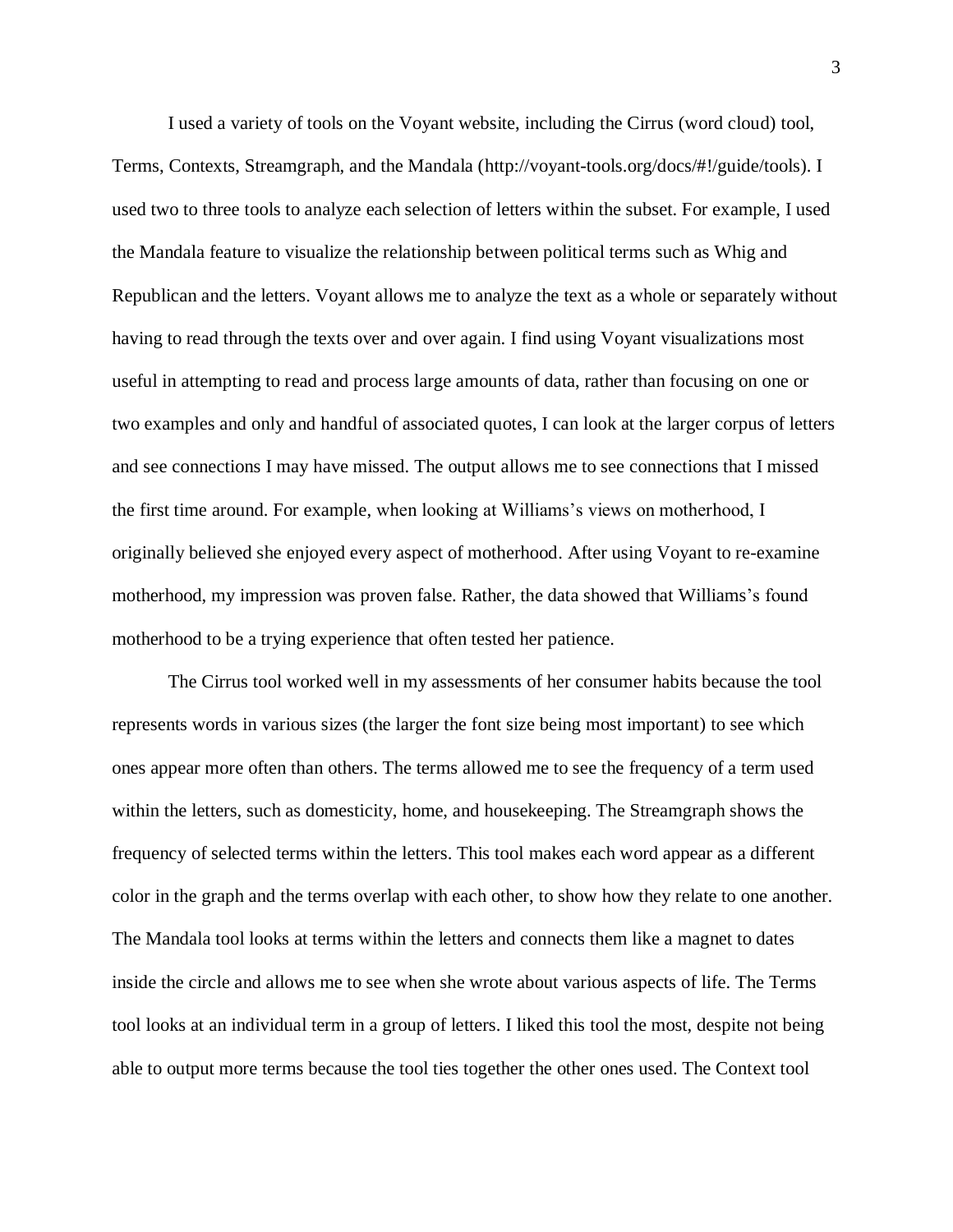I used a variety of tools on the Voyant website, including the Cirrus (word cloud) tool, Terms, Contexts, Streamgraph, and the Mandala (http://voyant-tools.org/docs/#!/guide/tools). I used two to three tools to analyze each selection of letters within the subset. For example, I used the Mandala feature to visualize the relationship between political terms such as Whig and Republican and the letters. Voyant allows me to analyze the text as a whole or separately without having to read through the texts over and over again. I find using Voyant visualizations most useful in attempting to read and process large amounts of data, rather than focusing on one or two examples and only and handful of associated quotes, I can look at the larger corpus of letters and see connections I may have missed. The output allows me to see connections that I missed the first time around. For example, when looking at Williams's views on motherhood, I originally believed she enjoyed every aspect of motherhood. After using Voyant to re-examine motherhood, my impression was proven false. Rather, the data showed that Williams's found motherhood to be a trying experience that often tested her patience.

The Cirrus tool worked well in my assessments of her consumer habits because the tool represents words in various sizes (the larger the font size being most important) to see which ones appear more often than others. The terms allowed me to see the frequency of a term used within the letters, such as domesticity, home, and housekeeping. The Streamgraph shows the frequency of selected terms within the letters. This tool makes each word appear as a different color in the graph and the terms overlap with each other, to show how they relate to one another. The Mandala tool looks at terms within the letters and connects them like a magnet to dates inside the circle and allows me to see when she wrote about various aspects of life. The Terms tool looks at an individual term in a group of letters. I liked this tool the most, despite not being able to output more terms because the tool ties together the other ones used. The Context tool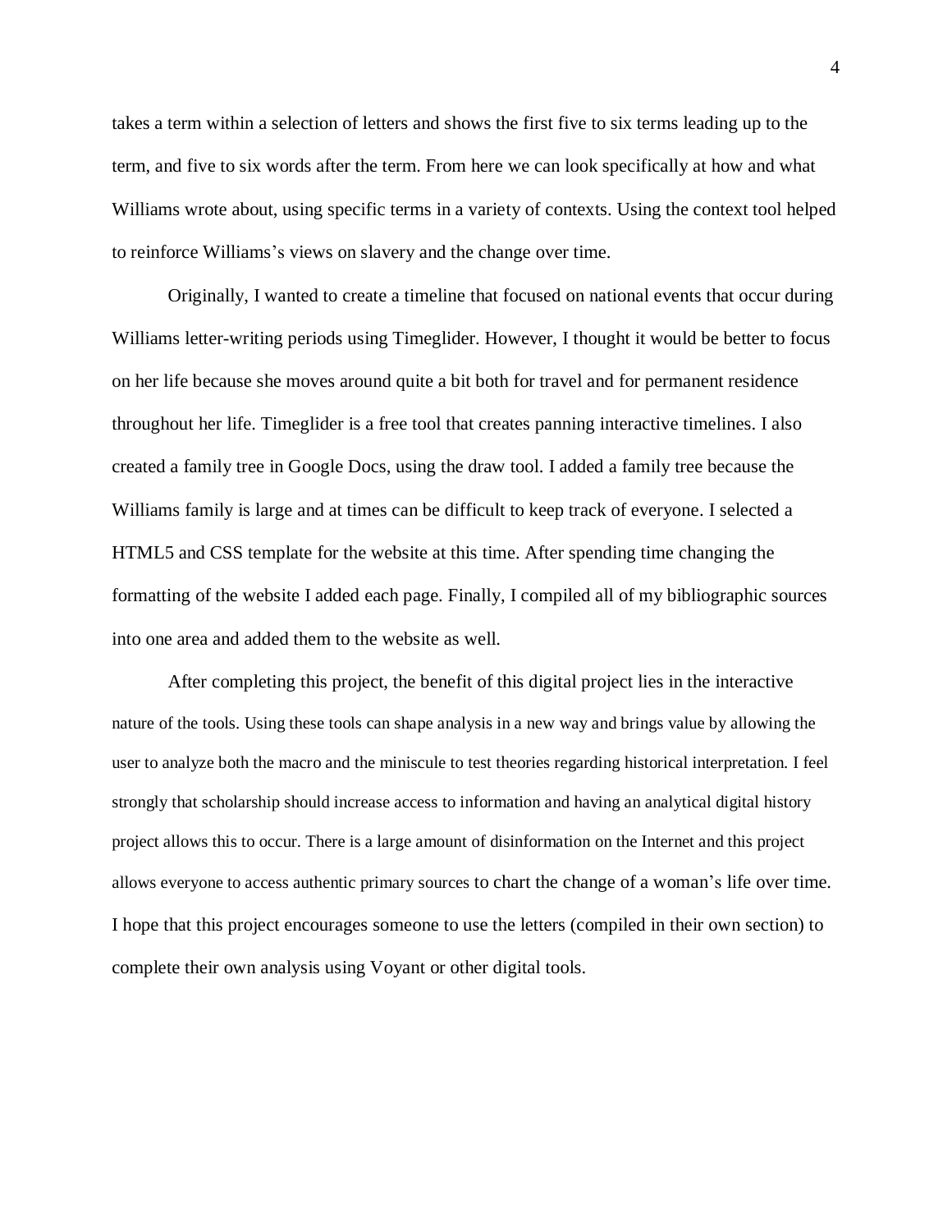takes a term within a selection of letters and shows the first five to six terms leading up to the term, and five to six words after the term. From here we can look specifically at how and what Williams wrote about, using specific terms in a variety of contexts. Using the context tool helped to reinforce Williams's views on slavery and the change over time.

Originally, I wanted to create a timeline that focused on national events that occur during Williams letter-writing periods using Timeglider. However, I thought it would be better to focus on her life because she moves around quite a bit both for travel and for permanent residence throughout her life. Timeglider is a free tool that creates panning interactive timelines. I also created a family tree in Google Docs, using the draw tool. I added a family tree because the Williams family is large and at times can be difficult to keep track of everyone. I selected a HTML5 and CSS template for the website at this time. After spending time changing the formatting of the website I added each page. Finally, I compiled all of my bibliographic sources into one area and added them to the website as well.

After completing this project, the benefit of this digital project lies in the interactive nature of the tools. Using these tools can shape analysis in a new way and brings value by allowing the user to analyze both the macro and the miniscule to test theories regarding historical interpretation. I feel strongly that scholarship should increase access to information and having an analytical digital history project allows this to occur. There is a large amount of disinformation on the Internet and this project allows everyone to access authentic primary sources to chart the change of a woman's life over time. I hope that this project encourages someone to use the letters (compiled in their own section) to complete their own analysis using Voyant or other digital tools.